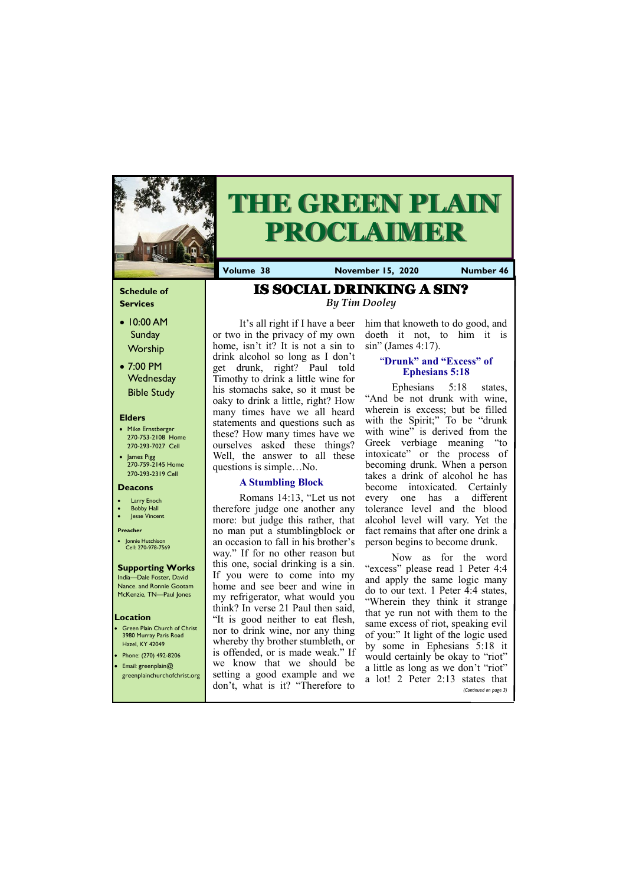# THE GREEN PLAIN PROCLAIMER

**Volume 38** **November 15, 2020** **Number 46**

**Schedule of Services**

- 10:00 AM Sunday Worship
- 7:00 PM Wednesday Bible Study

**Elders**

- Mike Ernstberger 270-753-2108 Home 270-293-7027 Cell
- James Pigg 270-759-2145 Home 270-293-2319 Cell

**Deacons**

- Larry Enoch
- Bobby Hall
- Jesse Vincent

**Preacher**

- Jonnie Hutchison Cell: 270-978-7569

**Supporting Works**

India—Dale Foster, David Nance. and Ronnie Gootam McKenzie, TN—Paul Jones

**Location**

- Green Plain Church of Christ 3980 Murray Paris Road Hazel, KY 42049
- Phone: (270) 492-8206
- Email: greenplain@greenplainchurchofchrist.org

## IS SOCIAL DRINKING A SIN?

*By Tim Dooley*

It's all right if I have a beer or two in the privacy of my own home, isn't it? It is not a sin to drink alcohol so long as I don't get drunk, right? Paul told Timothy to drink a little wine for his stomachs sake, so it must be oaky to drink a little, right? How many times have we all heard statements and questions such as these? How many times have we ourselves asked these things? Well, the answer to all these questions is simple…No.

### A Stumbling Block

Romans 14:13, "Let us not therefore judge one another any more: but judge this rather, that no man put a stumblingblock or an occasion to fall in his brother's way." If for no other reason but this one, social drinking is a sin. If you were to come into my home and see beer and wine in my refrigerator, what would you think? In verse 21 Paul then said, "It is good neither to eat flesh, nor to drink wine, nor any thing whereby thy brother stumbleth, or is offended, or is made weak." If we know that we should be setting a good example and we don't, what is it? "Therefore to him that knoweth to do good, and doeth it not, to him it is sin" (James 4:17).

### "Drunk" and "Excess" of Ephesians 5:18

Ephesians 5:18 states, "And be not drunk with wine, wherein is excess; but be filled with the Spirit;" To be "drunk with wine" is derived from the Greek verbiage meaning "to intoxicate" or the process of becoming drunk. When a person takes a drink of alcohol he has become intoxicated. Certainly every one has a different tolerance level and the blood alcohol level will vary. Yet the fact remains that after one drink a person begins to become drunk.

Now as for the word "excess" please read 1 Peter 4:4 and apply the same logic many do to our text. 1 Peter 4:4 states, "Wherein they think it strange that ye run not with them to the same excess of riot, speaking evil of you:" It light of the logic used by some in Ephesians 5:18 it would certainly be okay to "riot" a little as long as we don't "riot" a lot! 2 Peter 2:13 states that

*(Continued on page 3)*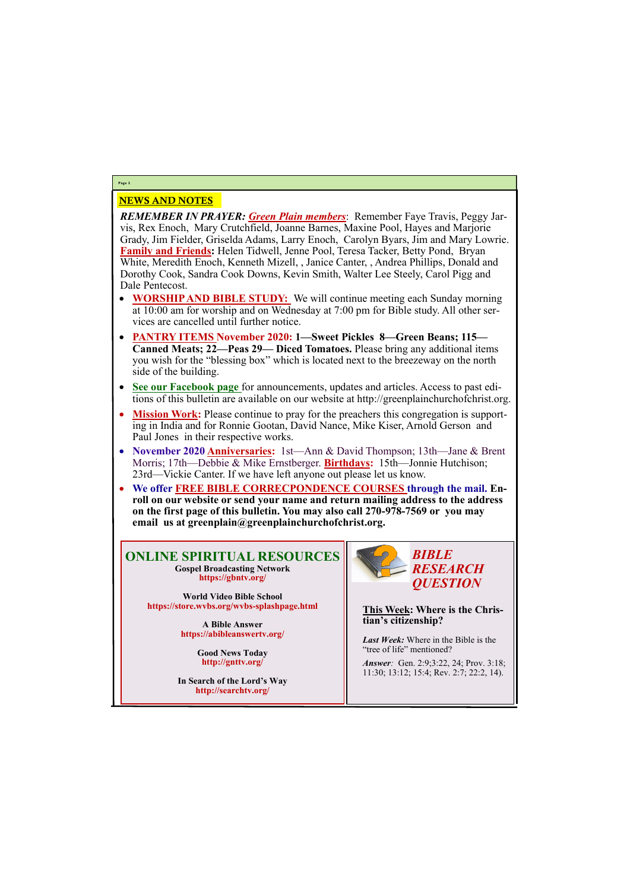## NEWS AND NOTES

***REMEMBER IN PRAYER:*** ***Green Plain members***: Remember Faye Travis, Peggy Jarvis, Rex Enoch, Mary Crutchfield, Joanne Barnes, Maxine Pool, Hayes and Marjorie Grady, Jim Fielder, Griselda Adams, Larry Enoch, Carolyn Byars, Jim and Mary Lowrie. **Family and Friends:** Helen Tidwell, Jenne Pool, Teresa Tacker, Betty Pond, Bryan White, Meredith Enoch, Kenneth Mizell, , Janice Canter, , Andrea Phillips, Donald and Dorothy Cook, Sandra Cook Downs, Kevin Smith, Walter Lee Steely, Carol Pigg and Dale Pentecost.

- **WORSHIP AND BIBLE STUDY:** We will continue meeting each Sunday morning at 10:00 am for worship and on Wednesday at 7:00 pm for Bible study. All other services are cancelled until further notice.
- **PANTRY ITEMS November 2020: 1—Sweet Pickles 8—Green Beans; 115—Canned Meats; 22—Peas 29— Diced Tomatoes.** Please bring any additional items you wish for the "blessing box" which is located next to the breezeway on the north side of the building.
- **See our Facebook page** for announcements, updates and articles. Access to past editions of this bulletin are available on our website at http://greenplainchurchofchrist.org.
- **Mission Work:** Please continue to pray for the preachers this congregation is supporting in India and for Ronnie Gootan, David Nance, Mike Kiser, Arnold Gerson and Paul Jones in their respective works.
- **November 2020 Anniversaries:** 1st—Ann & David Thompson; 13th—Jane & Brent Morris; 17th—Debbie & Mike Ernstberger. **Birthdays:** 15th—Jonnie Hutchison; 23rd—Vickie Canter. If we have left anyone out please let us know.
- **We offer FREE BIBLE CORRECPONDENCE COURSES through the mail. Enroll on our website or send your name and return mailing address to the address on the first page of this bulletin. You may also call 270-978-7569 or you may email us at greenplain@greenplainchurchofchrist.org.**

## ONLINE SPIRITUAL RESOURCES

**Gospel Broadcasting Network**
**https://gbntv.org/**

**World Video Bible School**
**https://store.wvbs.org/wvbs-splashpage.html**

**A Bible Answer**
**https://abibleanswertv.org/**

**Good News Today**
**http://gnttv.org/**

**In Search of the Lord's Way**
**http://searchtv.org/**

## *BIBLE RESEARCH QUESTION*

**This Week: Where is the Christian's citizenship?**

***Last Week:*** Where in the Bible is the "tree of life" mentioned?

***Answer:*** Gen. 2:9;3:22, 24; Prov. 3:18; 11:30; 13:12; 15:4; Rev. 2:7; 22:2, 14).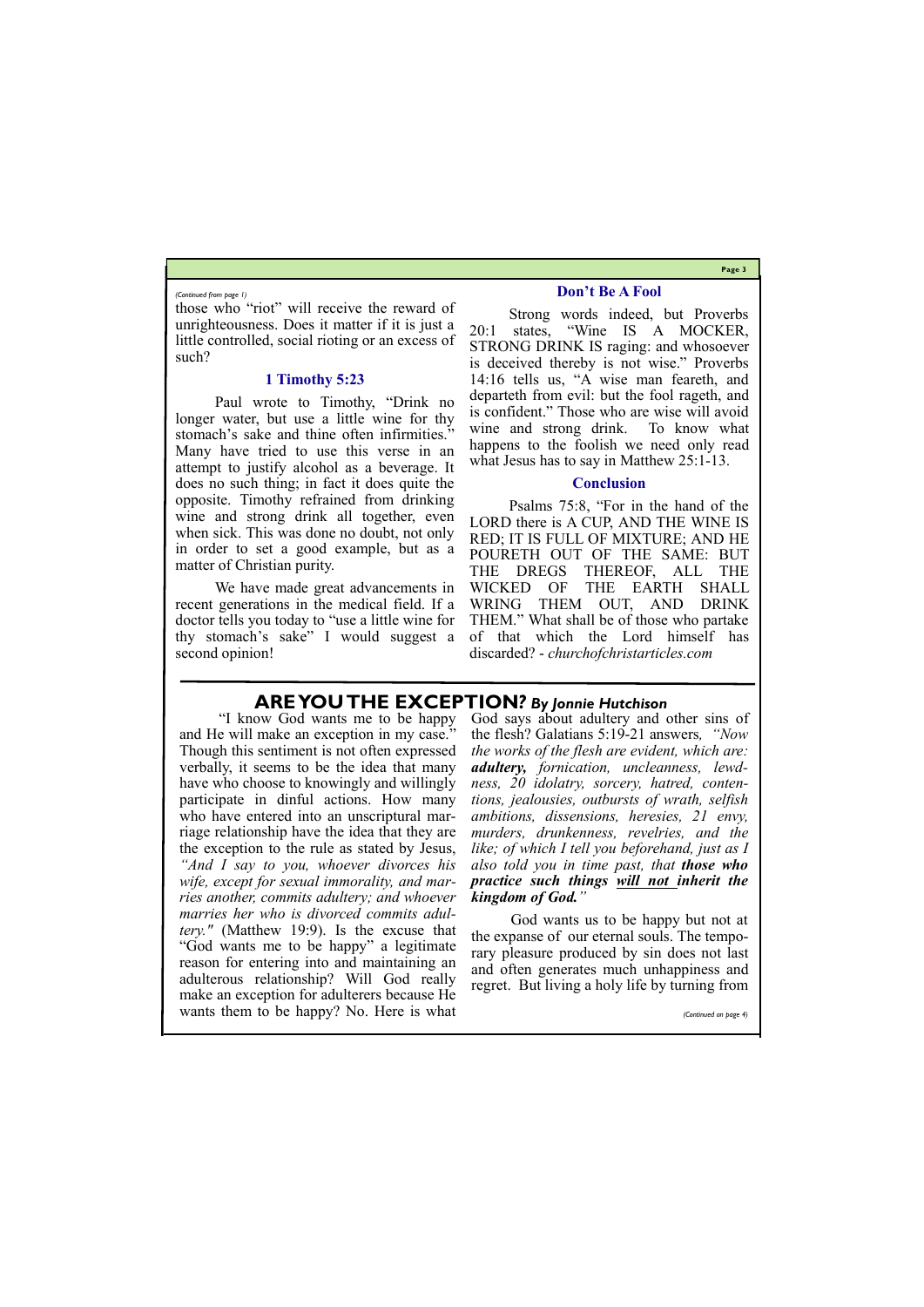*(Continued from page 1)*

those who "riot" will receive the reward of unrighteousness. Does it matter if it is just a little controlled, social rioting or an excess of such?

### 1 Timothy 5:23

Paul wrote to Timothy, "Drink no longer water, but use a little wine for thy stomach's sake and thine often infirmities." Many have tried to use this verse in an attempt to justify alcohol as a beverage. It does no such thing; in fact it does quite the opposite. Timothy refrained from drinking wine and strong drink all together, even when sick. This was done no doubt, not only in order to set a good example, but as a matter of Christian purity.

We have made great advancements in recent generations in the medical field. If a doctor tells you today to "use a little wine for thy stomach's sake" I would suggest a second opinion!

### Don't Be A Fool

Strong words indeed, but Proverbs 20:1 states, "Wine IS A MOCKER, STRONG DRINK IS raging: and whosoever is deceived thereby is not wise." Proverbs 14:16 tells us, "A wise man feareth, and departeth from evil: but the fool rageth, and is confident." Those who are wise will avoid wine and strong drink. To know what happens to the foolish we need only read what Jesus has to say in Matthew 25:1-13.

### Conclusion

Psalms 75:8, "For in the hand of the LORD there is A CUP, AND THE WINE IS RED; IT IS FULL OF MIXTURE; AND HE POURETH OUT OF THE SAME: BUT THE DREGS THEREOF, ALL THE WICKED OF THE EARTH SHALL WRING THEM OUT, AND DRINK THEM." What shall be of those who partake of that which the Lord himself has discarded? - *churchofchristarticles.com*

## ARE YOU THE EXCEPTION? *By Jonnie Hutchison*

"I know God wants me to be happy and He will make an exception in my case." Though this sentiment is not often expressed verbally, it seems to be the idea that many have who choose to knowingly and willingly participate in dinful actions. How many who have entered into an unscriptural marriage relationship have the idea that they are the exception to the rule as stated by Jesus, *"And I say to you, whoever divorces his wife, except for sexual immorality, and marries another, commits adultery; and whoever marries her who is divorced commits adultery."* (Matthew 19:9). Is the excuse that "God wants me to be happy" a legitimate reason for entering into and maintaining an adulterous relationship? Will God really make an exception for adulterers because He wants them to be happy? No. Here is what God says about adultery and other sins of the flesh? Galatians 5:19-21 answers, *"Now the works of the flesh are evident, which are: **adultery,** fornication, uncleanness, lewdness, 20 idolatry, sorcery, hatred, contentions, jealousies, outbursts of wrath, selfish ambitions, dissensions, heresies, 21 envy, murders, drunkenness, revelries, and the like; of which I tell you beforehand, just as I also told you in time past, that **those who practice such things <u>will not</u> inherit the kingdom of God.**"*

God wants us to be happy but not at the expanse of our eternal souls. The temporary pleasure produced by sin does not last and often generates much unhappiness and regret. But living a holy life by turning from

*(Continued on page 4)*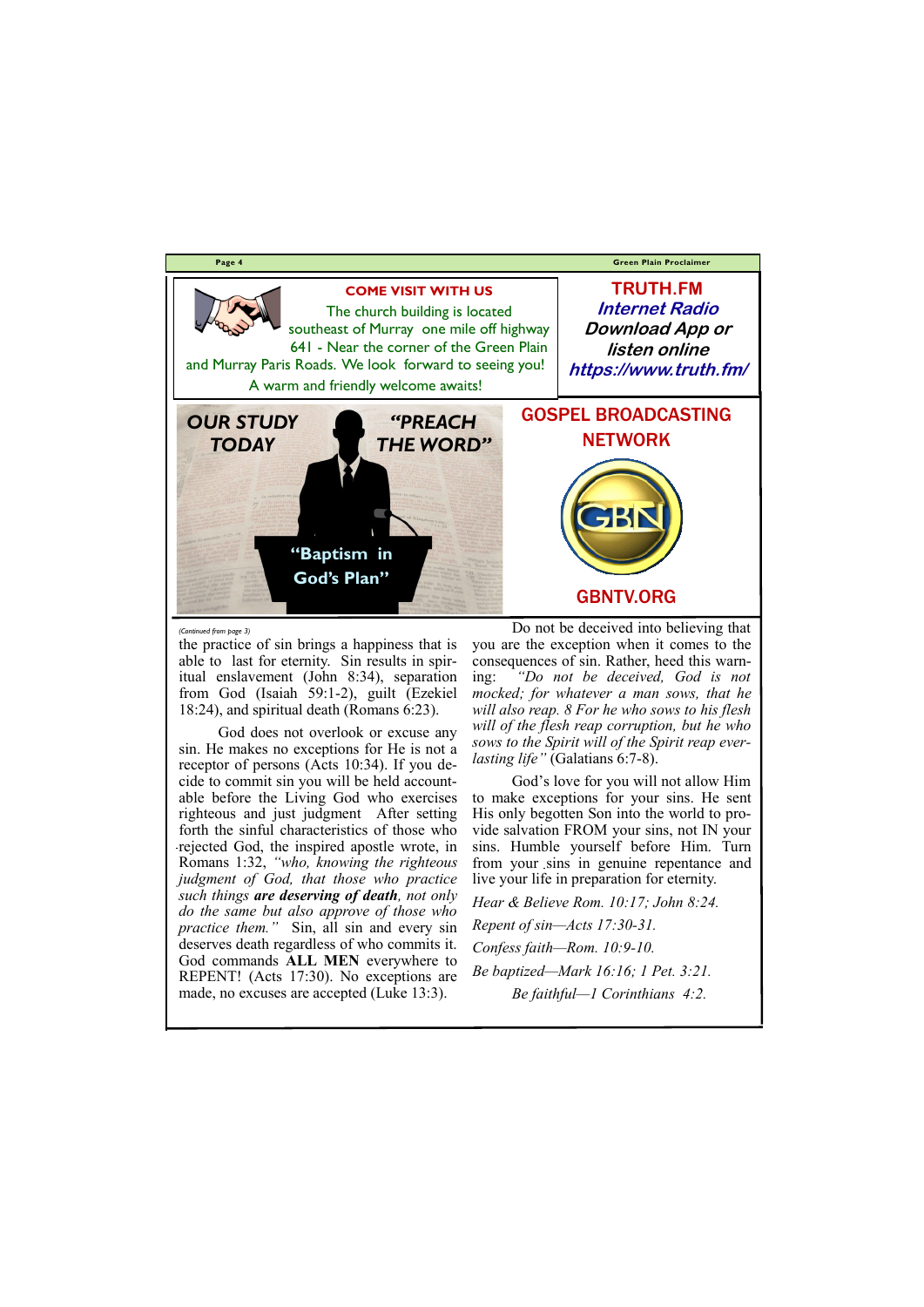## COME VISIT WITH US

The church building is located southeast of Murray one mile off highway 641 - Near the corner of the Green Plain and Murray Paris Roads. We look forward to seeing you! A warm and friendly welcome awaits!

## TRUTH.FM

*Internet Radio*

*Download App or listen online*

*https://www.truth.fm/*

## OUR STUDY TODAY

## "PREACH THE WORD"

**"Baptism in God's Plan"**

## GOSPEL BROADCASTING NETWORK

GBN

## GBNTV.ORG

*(Continued from page 3)*

the practice of sin brings a happiness that is able to last for eternity. Sin results in spiritual enslavement (John 8:34), separation from God (Isaiah 59:1-2), guilt (Ezekiel 18:24), and spiritual death (Romans 6:23).

God does not overlook or excuse any sin. He makes no exceptions for He is not a receptor of persons (Acts 10:34). If you decide to commit sin you will be held accountable before the Living God who exercises righteous and just judgment After setting forth the sinful characteristics of those who rejected God, the inspired apostle wrote, in Romans 1:32, *"who, knowing the righteous judgment of God, that those who practice such things* ***are deserving of death****, not only do the same but also approve of those who practice them."* Sin, all sin and every sin deserves death regardless of who commits it. God commands **ALL MEN** everywhere to REPENT! (Acts 17:30). No exceptions are made, no excuses are accepted (Luke 13:3).

Do not be deceived into believing that you are the exception when it comes to the consequences of sin. Rather, heed this warning: *"Do not be deceived, God is not mocked; for whatever a man sows, that he will also reap. 8 For he who sows to his flesh will of the flesh reap corruption, but he who sows to the Spirit will of the Spirit reap everlasting life"* (Galatians 6:7-8).

God's love for you will not allow Him to make exceptions for your sins. He sent His only begotten Son into the world to provide salvation FROM your sins, not IN your sins. Humble yourself before Him. Turn from your sins in genuine repentance and live your life in preparation for eternity.

*Hear & Believe Rom. 10:17; John 8:24.*

*Repent of sin—Acts 17:30-31.*

*Confess faith—Rom. 10:9-10.*

*Be baptized—Mark 16:16; 1 Pet. 3:21.*

*Be faithful—1 Corinthians 4:2.*